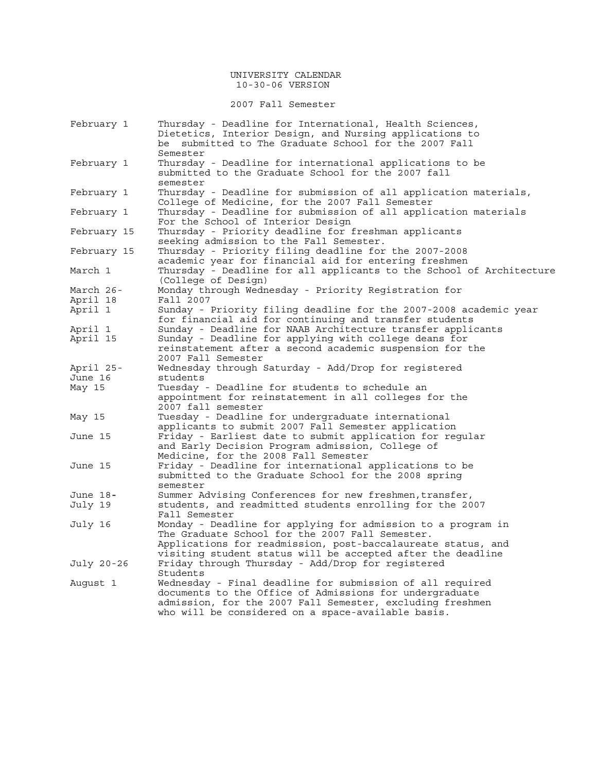# UNIVERSITY CALENDAR

10-30-06 VERSION

## 2007 Fall Semester

| Date | Event |
|---|---|
| February 1 | Thursday - Deadline for International, Health Sciences, Dietetics, Interior Design, and Nursing applications to be submitted to The Graduate School for the 2007 Fall Semester |
| February 1 | Thursday - Deadline for international applications to be submitted to the Graduate School for the 2007 fall semester |
| February 1 | Thursday - Deadline for submission of all application materials, College of Medicine, for the 2007 Fall Semester |
| February 1 | Thursday - Deadline for submission of all application materials For the School of Interior Design |
| February 15 | Thursday - Priority deadline for freshman applicants seeking admission to the Fall Semester. |
| February 15 | Thursday - Priority filing deadline for the 2007-2008 academic year for financial aid for entering freshmen |
| March 1 | Thursday - Deadline for all applicants to the School of Architecture (College of Design) |
| March 26-April 18 | Monday through Wednesday - Priority Registration for Fall 2007 |
| April 1 | Sunday - Priority filing deadline for the 2007-2008 academic year for financial aid for continuing and transfer students |
| April 1 | Sunday - Deadline for NAAB Architecture transfer applicants |
| April 15 | Sunday - Deadline for applying with college deans for reinstatement after a second academic suspension for the 2007 Fall Semester |
| April 25-June 16 | Wednesday through Saturday - Add/Drop for registered students |
| May 15 | Tuesday - Deadline for students to schedule an appointment for reinstatement in all colleges for the 2007 fall semester |
| May 15 | Tuesday - Deadline for undergraduate international applicants to submit 2007 Fall Semester application |
| June 15 | Friday - Earliest date to submit application for regular and Early Decision Program admission, College of Medicine, for the 2008 Fall Semester |
| June 15 | Friday - Deadline for international applications to be submitted to the Graduate School for the 2008 spring semester |
| June 18-July 19 | Summer Advising Conferences for new freshmen,transfer, students, and readmitted students enrolling for the 2007 Fall Semester |
| July 16 | Monday - Deadline for applying for admission to a program in The Graduate School for the 2007 Fall Semester. Applications for readmission, post-baccalaureate status, and visiting student status will be accepted after the deadline |
| July 20-26 | Friday through Thursday - Add/Drop for registered Students |
| August 1 | Wednesday - Final deadline for submission of all required documents to the Office of Admissions for undergraduate admission, for the 2007 Fall Semester, excluding freshmen who will be considered on a space-available basis. |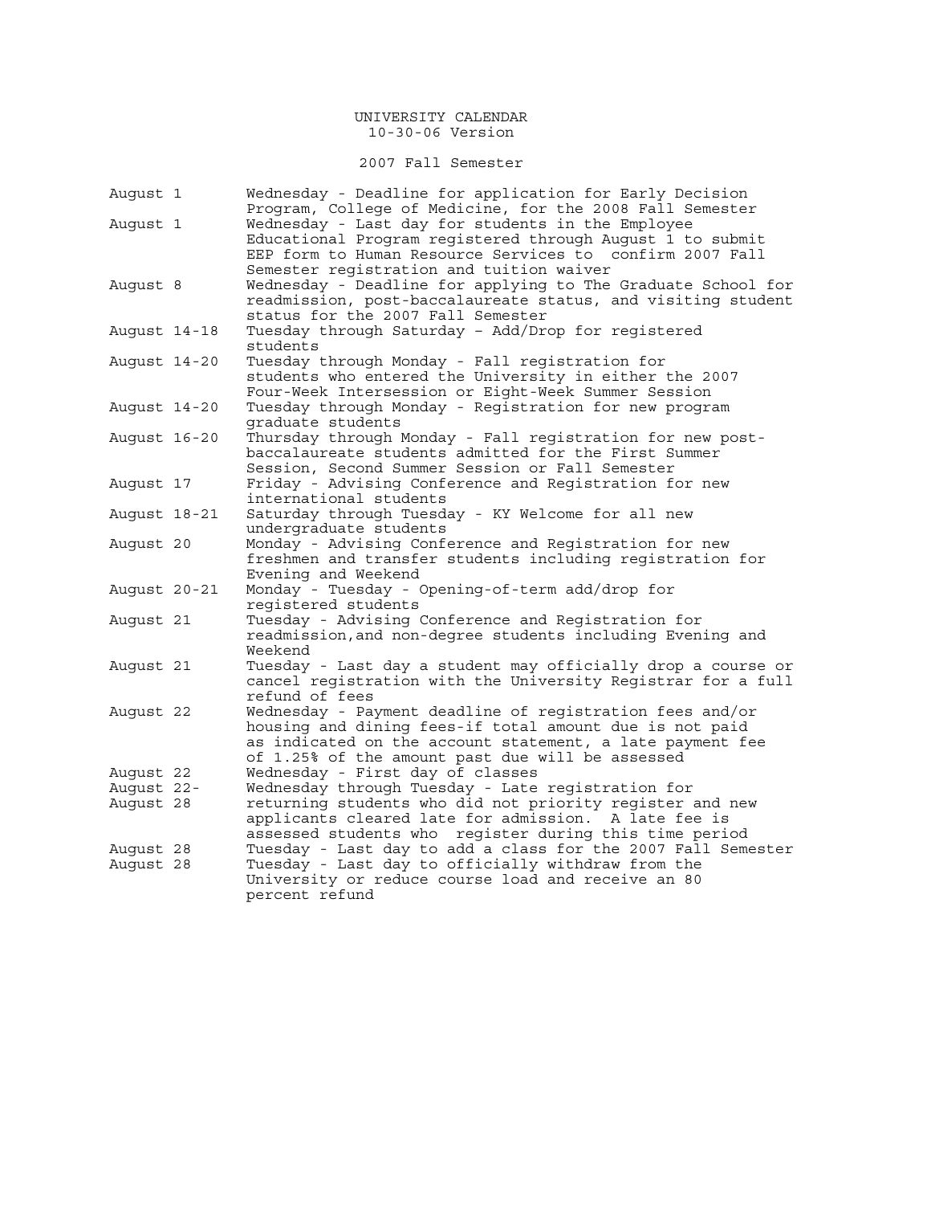# UNIVERSITY CALENDAR

10-30-06 Version

## 2007 Fall Semester

| Date | Event |
|---|---|
| August 1 | Wednesday - Deadline for application for Early Decision Program, College of Medicine, for the 2008 Fall Semester |
| August 1 | Wednesday - Last day for students in the Employee Educational Program registered through August 1 to submit EEP form to Human Resource Services to confirm 2007 Fall Semester registration and tuition waiver |
| August 8 | Wednesday - Deadline for applying to The Graduate School for readmission, post-baccalaureate status, and visiting student status for the 2007 Fall Semester |
| August 14-18 | Tuesday through Saturday – Add/Drop for registered students |
| August 14-20 | Tuesday through Monday - Fall registration for students who entered the University in either the 2007 Four-Week Intersession or Eight-Week Summer Session |
| August 14-20 | Tuesday through Monday - Registration for new program graduate students |
| August 16-20 | Thursday through Monday - Fall registration for new post-baccalaureate students admitted for the First Summer Session, Second Summer Session or Fall Semester |
| August 17 | Friday - Advising Conference and Registration for new international students |
| August 18-21 | Saturday through Tuesday - KY Welcome for all new undergraduate students |
| August 20 | Monday - Advising Conference and Registration for new freshmen and transfer students including registration for Evening and Weekend |
| August 20-21 | Monday - Tuesday - Opening-of-term add/drop for registered students |
| August 21 | Tuesday - Advising Conference and Registration for readmission,and non-degree students including Evening and Weekend |
| August 21 | Tuesday - Last day a student may officially drop a course or cancel registration with the University Registrar for a full refund of fees |
| August 22 | Wednesday - Payment deadline of registration fees and/or housing and dining fees-if total amount due is not paid as indicated on the account statement, a late payment fee of 1.25% of the amount past due will be assessed |
| August 22 | Wednesday - First day of classes |
| August 22-August 28 | Wednesday through Tuesday - Late registration for returning students who did not priority register and new applicants cleared late for admission. A late fee is assessed students who register during this time period |
| August 28 | Tuesday - Last day to add a class for the 2007 Fall Semester |
| August 28 | Tuesday - Last day to officially withdraw from the University or reduce course load and receive an 80 percent refund |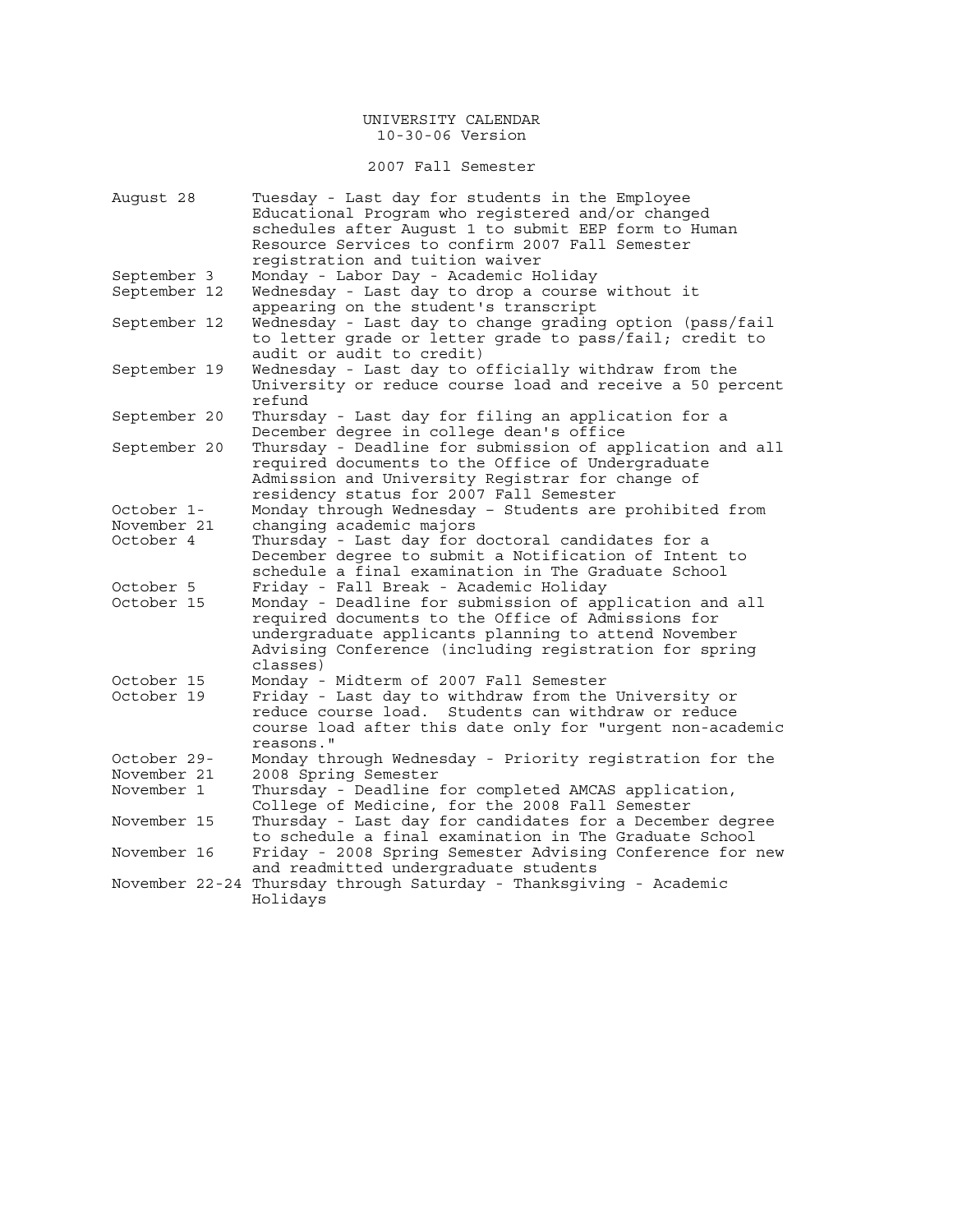# UNIVERSITY CALENDAR

10-30-06 Version

## 2007 Fall Semester

| Date | Event |
|---|---|
| August 28 | Tuesday - Last day for students in the Employee Educational Program who registered and/or changed schedules after August 1 to submit EEP form to Human Resource Services to confirm 2007 Fall Semester registration and tuition waiver |
| September 3 | Monday - Labor Day - Academic Holiday |
| September 12 | Wednesday - Last day to drop a course without it appearing on the student's transcript |
| September 12 | Wednesday - Last day to change grading option (pass/fail to letter grade or letter grade to pass/fail; credit to audit or audit to credit) |
| September 19 | Wednesday - Last day to officially withdraw from the University or reduce course load and receive a 50 percent refund |
| September 20 | Thursday - Last day for filing an application for a December degree in college dean's office |
| September 20 | Thursday - Deadline for submission of application and all required documents to the Office of Undergraduate Admission and University Registrar for change of residency status for 2007 Fall Semester |
| October 1-November 21 | Monday through Wednesday – Students are prohibited from changing academic majors |
| October 4 | Thursday - Last day for doctoral candidates for a December degree to submit a Notification of Intent to schedule a final examination in The Graduate School |
| October 5 | Friday - Fall Break - Academic Holiday |
| October 15 | Monday - Deadline for submission of application and all required documents to the Office of Admissions for undergraduate applicants planning to attend November Advising Conference (including registration for spring classes) |
| October 15 | Monday - Midterm of 2007 Fall Semester |
| October 19 | Friday - Last day to withdraw from the University or reduce course load. Students can withdraw or reduce course load after this date only for "urgent non-academic reasons." |
| October 29-November 21 | Monday through Wednesday - Priority registration for the 2008 Spring Semester |
| November 1 | Thursday - Deadline for completed AMCAS application, College of Medicine, for the 2008 Fall Semester |
| November 15 | Thursday - Last day for candidates for a December degree to schedule a final examination in The Graduate School |
| November 16 | Friday - 2008 Spring Semester Advising Conference for new and readmitted undergraduate students |
| November 22-24 | Thursday through Saturday - Thanksgiving - Academic Holidays |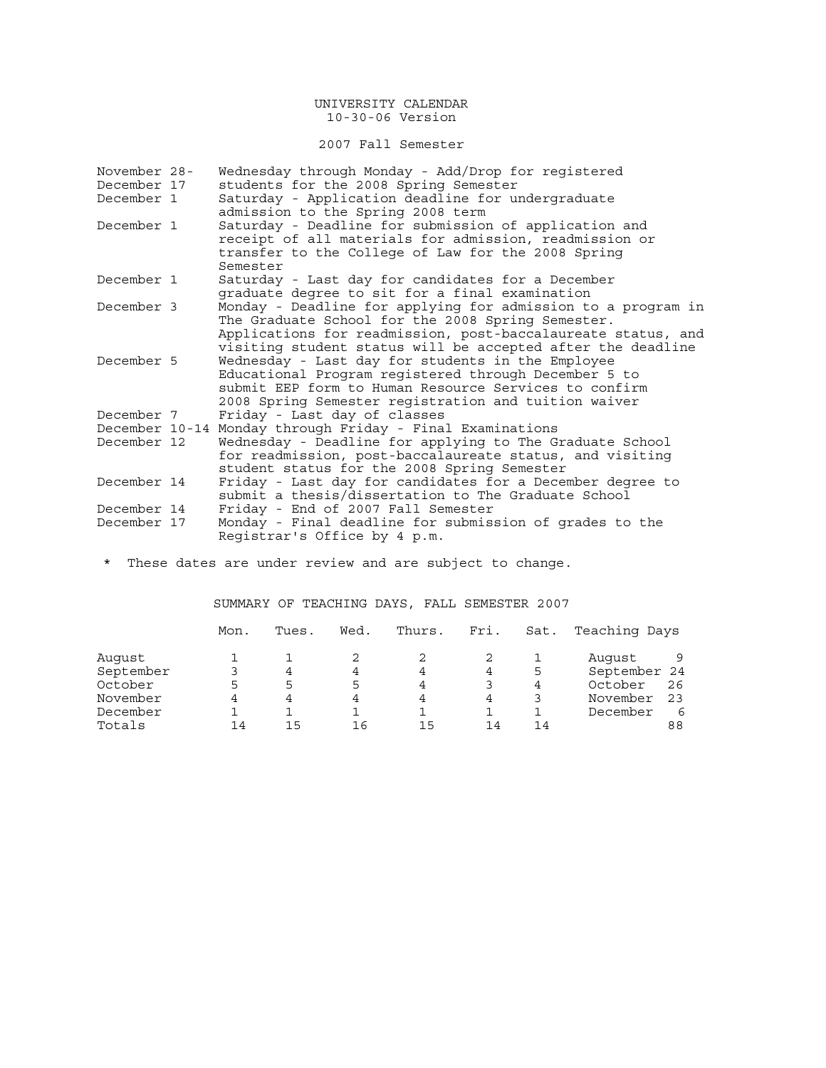UNIVERSITY CALENDAR
10-30-06 Version

2007 Fall Semester

| | |
|---|---|
| November 28- December 17 | Wednesday through Monday - Add/Drop for registered students for the 2008 Spring Semester |
| December 1 | Saturday - Application deadline for undergraduate admission to the Spring 2008 term |
| December 1 | Saturday - Deadline for submission of application and receipt of all materials for admission, readmission or transfer to the College of Law for the 2008 Spring Semester |
| December 1 | Saturday - Last day for candidates for a December graduate degree to sit for a final examination |
| December 3 | Monday - Deadline for applying for admission to a program in The Graduate School for the 2008 Spring Semester. Applications for readmission, post-baccalaureate status, and visiting student status will be accepted after the deadline |
| December 5 | Wednesday - Last day for students in the Employee Educational Program registered through December 5 to submit EEP form to Human Resource Services to confirm 2008 Spring Semester registration and tuition waiver |
| December 7 | Friday - Last day of classes |
| December 10-14 | Monday through Friday - Final Examinations |
| December 12 | Wednesday - Deadline for applying to The Graduate School for readmission, post-baccalaureate status, and visiting student status for the 2008 Spring Semester |
| December 14 | Friday - Last day for candidates for a December degree to submit a thesis/dissertation to The Graduate School |
| December 14 | Friday - End of 2007 Fall Semester |
| December 17 | Monday - Final deadline for submission of grades to the Registrar's Office by 4 p.m. |

\* These dates are under review and are subject to change.

SUMMARY OF TEACHING DAYS, FALL SEMESTER 2007

| | Mon. | Tues. | Wed. | Thurs. | Fri. | Sat. | Teaching Days | |
|---|---|---|---|---|---|---|---|---|
| August | 1 | 1 | 2 | 2 | 2 | 1 | August | 9 |
| September | 3 | 4 | 4 | 4 | 4 | 5 | September | 24 |
| October | 5 | 5 | 5 | 4 | 3 | 4 | October | 26 |
| November | 4 | 4 | 4 | 4 | 4 | 3 | November | 23 |
| December | 1 | 1 | 1 | 1 | 1 | 1 | December | 6 |
| Totals | 14 | 15 | 16 | 15 | 14 | 14 | | 88 |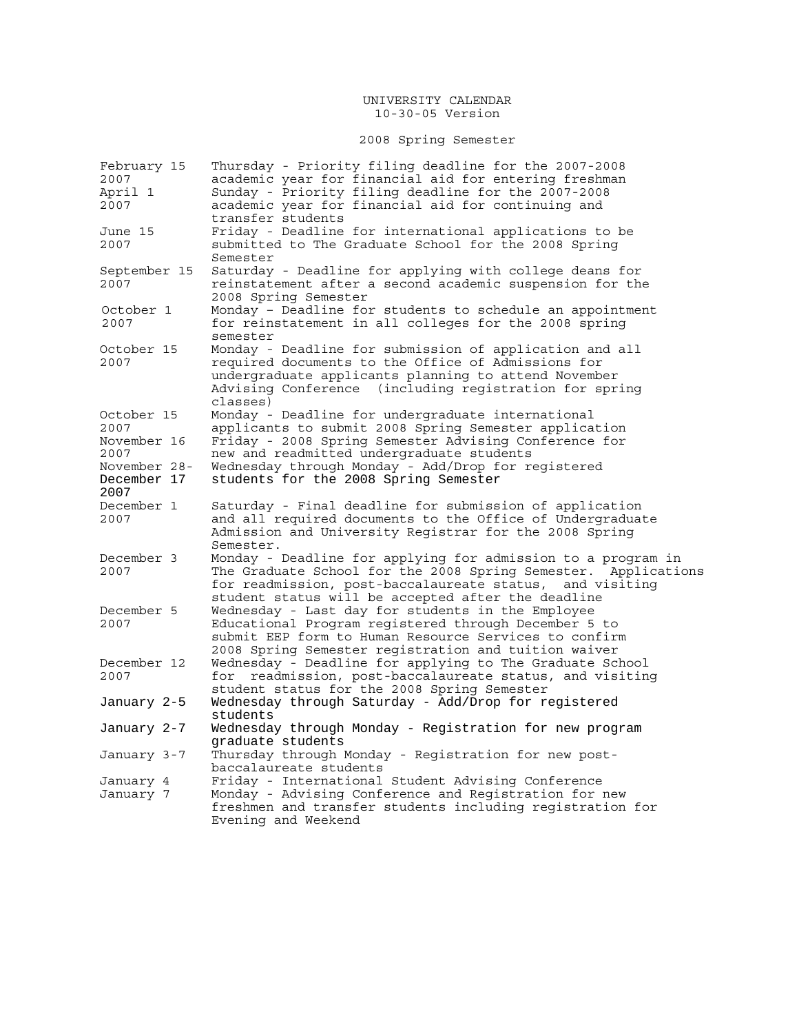UNIVERSITY CALENDAR
10-30-05 Version

2008 Spring Semester

| | |
|---|---|
| February 15 2007 | Thursday - Priority filing deadline for the 2007-2008 academic year for financial aid for entering freshman |
| April 1 2007 | Sunday - Priority filing deadline for the 2007-2008 academic year for financial aid for continuing and transfer students |
| June 15 2007 | Friday - Deadline for international applications to be submitted to The Graduate School for the 2008 Spring Semester |
| September 15 2007 | Saturday - Deadline for applying with college deans for reinstatement after a second academic suspension for the 2008 Spring Semester |
| October 1 2007 | Monday – Deadline for students to schedule an appointment for reinstatement in all colleges for the 2008 spring semester |
| October 15 2007 | Monday - Deadline for submission of application and all required documents to the Office of Admissions for undergraduate applicants planning to attend November Advising Conference (including registration for spring classes) |
| October 15 2007 | Monday - Deadline for undergraduate international applicants to submit 2008 Spring Semester application |
| November 16 2007 | Friday - 2008 Spring Semester Advising Conference for new and readmitted undergraduate students |
| November 28-December 17 2007 | Wednesday through Monday - Add/Drop for registered students for the 2008 Spring Semester |
| December 1 2007 | Saturday - Final deadline for submission of application and all required documents to the Office of Undergraduate Admission and University Registrar for the 2008 Spring Semester. |
| December 3 2007 | Monday - Deadline for applying for admission to a program in The Graduate School for the 2008 Spring Semester. Applications for readmission, post-baccalaureate status, and visiting student status will be accepted after the deadline |
| December 5 2007 | Wednesday - Last day for students in the Employee Educational Program registered through December 5 to submit EEP form to Human Resource Services to confirm 2008 Spring Semester registration and tuition waiver |
| December 12 2007 | Wednesday - Deadline for applying to The Graduate School for readmission, post-baccalaureate status, and visiting student status for the 2008 Spring Semester |
| January 2-5 | Wednesday through Saturday - Add/Drop for registered students |
| January 2-7 | Wednesday through Monday - Registration for new program graduate students |
| January 3-7 | Thursday through Monday - Registration for new post-baccalaureate students |
| January 4 | Friday - International Student Advising Conference |
| January 7 | Monday - Advising Conference and Registration for new freshmen and transfer students including registration for Evening and Weekend |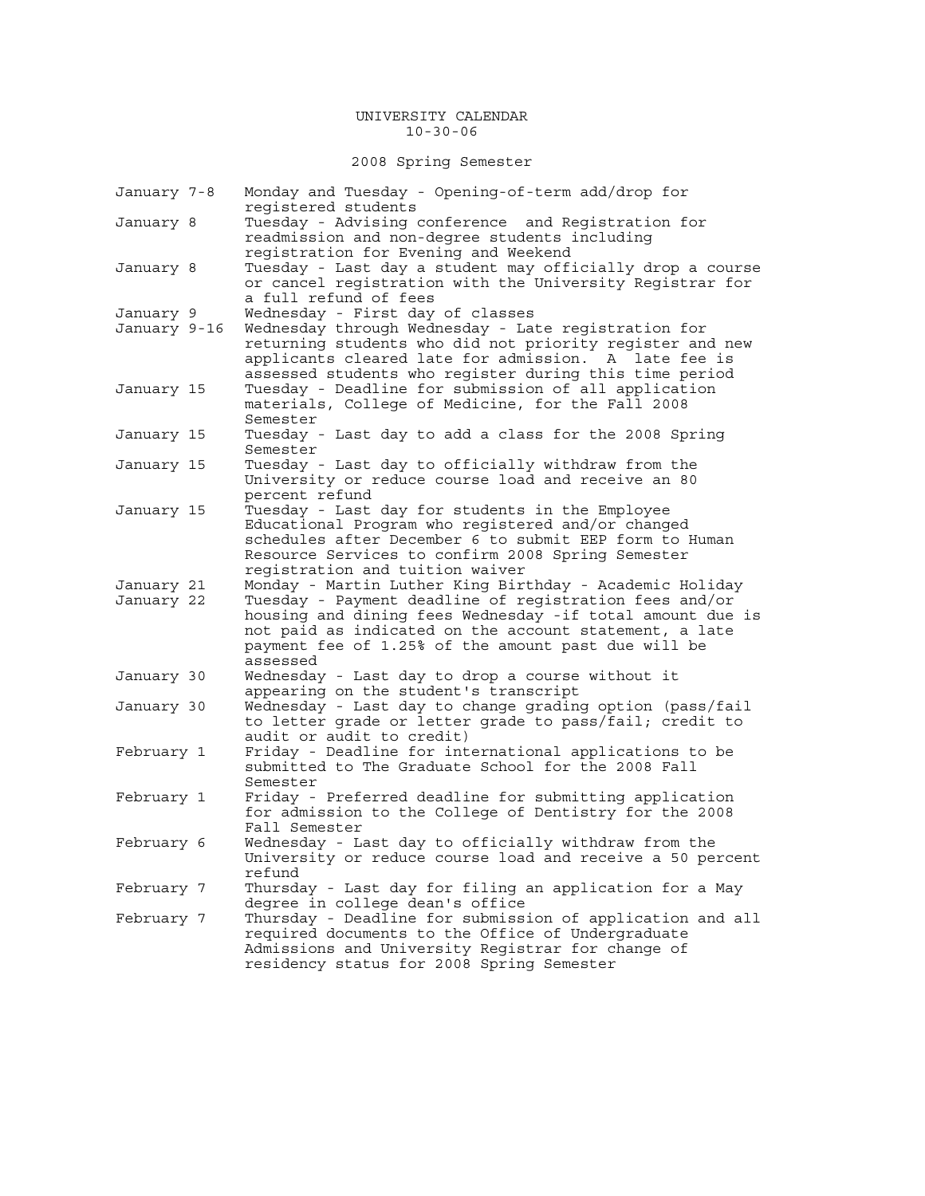# UNIVERSITY CALENDAR
10-30-06

## 2008 Spring Semester

| Date | Event |
|---|---|
| January 7-8 | Monday and Tuesday - Opening-of-term add/drop for registered students |
| January 8 | Tuesday - Advising conference and Registration for readmission and non-degree students including registration for Evening and Weekend |
| January 8 | Tuesday - Last day a student may officially drop a course or cancel registration with the University Registrar for a full refund of fees |
| January 9 | Wednesday - First day of classes |
| January 9-16 | Wednesday through Wednesday - Late registration for returning students who did not priority register and new applicants cleared late for admission. A late fee is assessed students who register during this time period |
| January 15 | Tuesday - Deadline for submission of all application materials, College of Medicine, for the Fall 2008 Semester |
| January 15 | Tuesday - Last day to add a class for the 2008 Spring Semester |
| January 15 | Tuesday - Last day to officially withdraw from the University or reduce course load and receive an 80 percent refund |
| January 15 | Tuesday - Last day for students in the Employee Educational Program who registered and/or changed schedules after December 6 to submit EEP form to Human Resource Services to confirm 2008 Spring Semester registration and tuition waiver |
| January 21 | Monday - Martin Luther King Birthday - Academic Holiday |
| January 22 | Tuesday - Payment deadline of registration fees and/or housing and dining fees Wednesday -if total amount due is not paid as indicated on the account statement, a late payment fee of 1.25% of the amount past due will be assessed |
| January 30 | Wednesday - Last day to drop a course without it appearing on the student's transcript |
| January 30 | Wednesday - Last day to change grading option (pass/fail to letter grade or letter grade to pass/fail; credit to audit or audit to credit) |
| February 1 | Friday - Deadline for international applications to be submitted to The Graduate School for the 2008 Fall Semester |
| February 1 | Friday - Preferred deadline for submitting application for admission to the College of Dentistry for the 2008 Fall Semester |
| February 6 | Wednesday - Last day to officially withdraw from the University or reduce course load and receive a 50 percent refund |
| February 7 | Thursday - Last day for filing an application for a May degree in college dean's office |
| February 7 | Thursday - Deadline for submission of application and all required documents to the Office of Undergraduate Admissions and University Registrar for change of residency status for 2008 Spring Semester |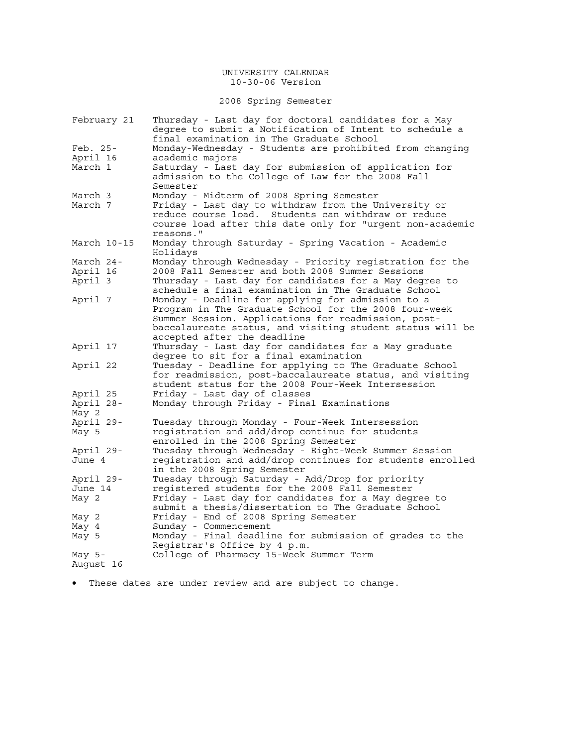UNIVERSITY CALENDAR
10-30-06 Version

## 2008 Spring Semester

| Date | Event |
|---|---|
| February 21 | Thursday - Last day for doctoral candidates for a May degree to submit a Notification of Intent to schedule a final examination in The Graduate School |
| Feb. 25-April 16 | Monday-Wednesday - Students are prohibited from changing academic majors |
| March 1 | Saturday - Last day for submission of application for admission to the College of Law for the 2008 Fall Semester |
| March 3 | Monday - Midterm of 2008 Spring Semester |
| March 7 | Friday - Last day to withdraw from the University or reduce course load. Students can withdraw or reduce course load after this date only for "urgent non-academic reasons." |
| March 10-15 | Monday through Saturday - Spring Vacation - Academic Holidays |
| March 24-April 16 | Monday through Wednesday - Priority registration for the 2008 Fall Semester and both 2008 Summer Sessions |
| April 3 | Thursday - Last day for candidates for a May degree to schedule a final examination in The Graduate School |
| April 7 | Monday - Deadline for applying for admission to a Program in The Graduate School for the 2008 four-week Summer Session. Applications for readmission, post-baccalaureate status, and visiting student status will be accepted after the deadline |
| April 17 | Thursday - Last day for candidates for a May graduate degree to sit for a final examination |
| April 22 | Tuesday - Deadline for applying to The Graduate School for readmission, post-baccalaureate status, and visiting student status for the 2008 Four-Week Intersession |
| April 25 | Friday - Last day of classes |
| April 28-May 2 | Monday through Friday - Final Examinations |
| April 29-May 5 | Tuesday through Monday - Four-Week Intersession registration and add/drop continue for students enrolled in the 2008 Spring Semester |
| April 29-June 4 | Tuesday through Wednesday - Eight-Week Summer Session registration and add/drop continues for students enrolled in the 2008 Spring Semester |
| April 29-June 14 | Tuesday through Saturday - Add/Drop for priority registered students for the 2008 Fall Semester |
| May 2 | Friday - Last day for candidates for a May degree to submit a thesis/dissertation to The Graduate School |
| May 2 | Friday - End of 2008 Spring Semester |
| May 4 | Sunday - Commencement |
| May 5 | Monday - Final deadline for submission of grades to the Registrar's Office by 4 p.m. |
| May 5-August 16 | College of Pharmacy 15-Week Summer Term |

- These dates are under review and are subject to change.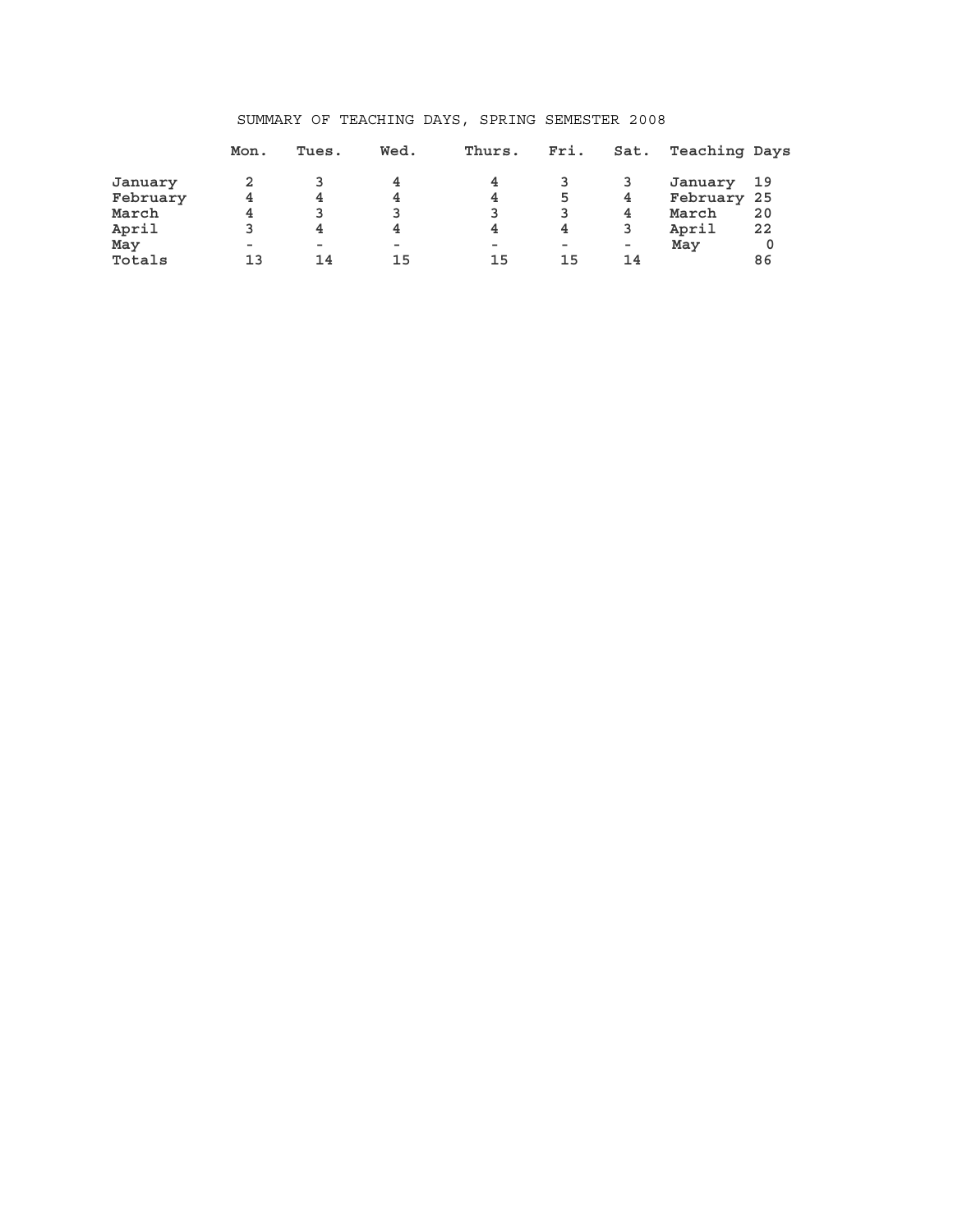SUMMARY OF TEACHING DAYS, SPRING SEMESTER 2008

|  | Mon. | Tues. | Wed. | Thurs. | Fri. | Sat. | Teaching Days | |
|---|---|---|---|---|---|---|---|---|
| January | 2 | 3 | 4 | 4 | 3 | 3 | January | 19 |
| February | 4 | 4 | 4 | 4 | 5 | 4 | February | 25 |
| March | 4 | 3 | 3 | 3 | 3 | 4 | March | 20 |
| April | 3 | 4 | 4 | 4 | 4 | 3 | April | 22 |
| May | - | - | - | - | - | - | May | 0 |
| Totals | 13 | 14 | 15 | 15 | 15 | 14 | | 86 |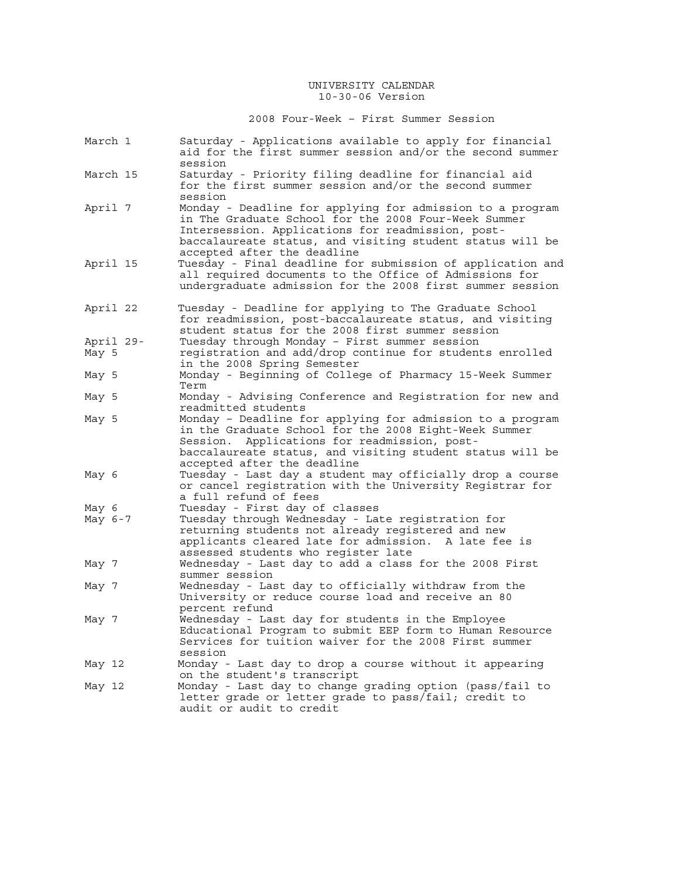UNIVERSITY CALENDAR
10-30-06 Version

2008 Four-Week – First Summer Session

| Date | Event |
|---|---|
| March 1 | Saturday - Applications available to apply for financial aid for the first summer session and/or the second summer session |
| March 15 | Saturday - Priority filing deadline for financial aid for the first summer session and/or the second summer session |
| April 7 | Monday - Deadline for applying for admission to a program in The Graduate School for the 2008 Four-Week Summer Intersession. Applications for readmission, post-baccalaureate status, and visiting student status will be accepted after the deadline |
| April 15 | Tuesday - Final deadline for submission of application and all required documents to the Office of Admissions for undergraduate admission for the 2008 first summer session |
| April 22 | Tuesday - Deadline for applying to The Graduate School for readmission, post-baccalaureate status, and visiting student status for the 2008 first summer session |
| April 29-May 5 | Tuesday through Monday – First summer session registration and add/drop continue for students enrolled in the 2008 Spring Semester |
| May 5 | Monday - Beginning of College of Pharmacy 15-Week Summer Term |
| May 5 | Monday - Advising Conference and Registration for new and readmitted students |
| May 5 | Monday – Deadline for applying for admission to a program in the Graduate School for the 2008 Eight-Week Summer Session. Applications for readmission, post-baccalaureate status, and visiting student status will be accepted after the deadline |
| May 6 | Tuesday - Last day a student may officially drop a course or cancel registration with the University Registrar for a full refund of fees |
| May 6 | Tuesday - First day of classes |
| May 6-7 | Tuesday through Wednesday - Late registration for returning students not already registered and new applicants cleared late for admission. A late fee is assessed students who register late |
| May 7 | Wednesday - Last day to add a class for the 2008 First summer session |
| May 7 | Wednesday - Last day to officially withdraw from the University or reduce course load and receive an 80 percent refund |
| May 7 | Wednesday - Last day for students in the Employee Educational Program to submit EEP form to Human Resource Services for tuition waiver for the 2008 First summer session |
| May 12 | Monday - Last day to drop a course without it appearing on the student's transcript |
| May 12 | Monday - Last day to change grading option (pass/fail to letter grade or letter grade to pass/fail; credit to audit or audit to credit |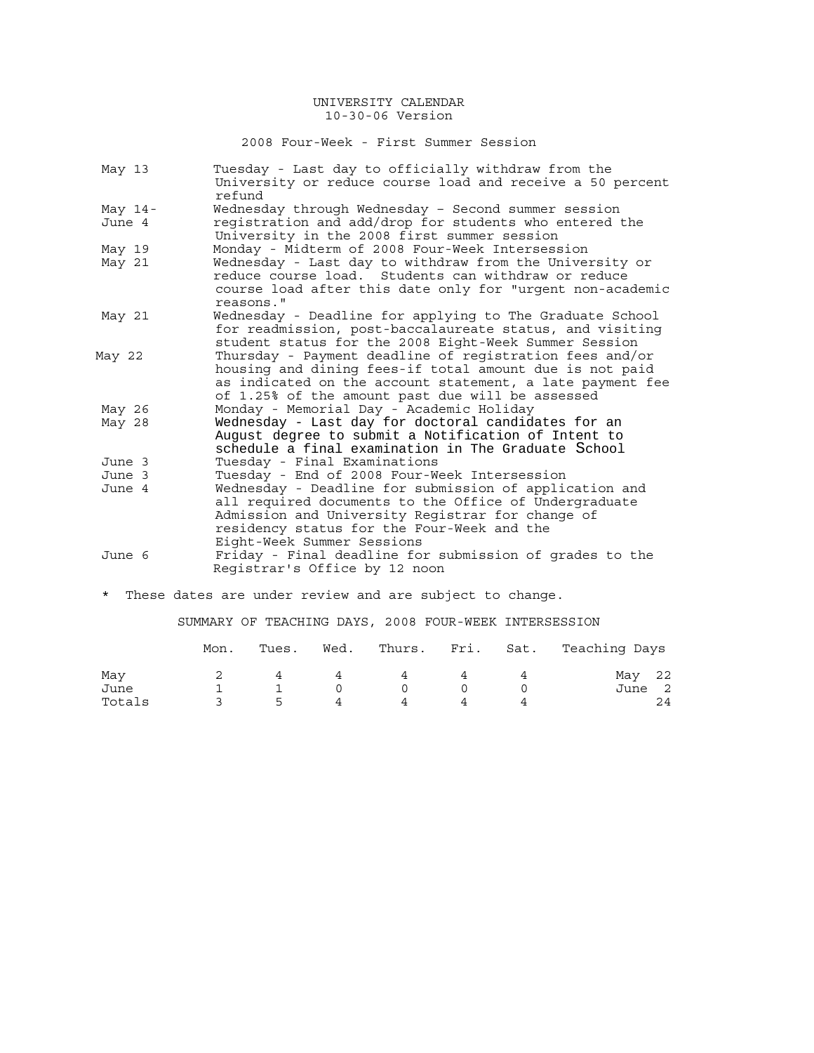# UNIVERSITY CALENDAR

10-30-06 Version

## 2008 Four-Week - First Summer Session

| Date | Event |
|---|---|
| May 13 | Tuesday - Last day to officially withdraw from the University or reduce course load and receive a 50 percent refund |
| May 14- June 4 | Wednesday through Wednesday – Second summer session registration and add/drop for students who entered the University in the 2008 first summer session |
| May 19 | Monday - Midterm of 2008 Four-Week Intersession |
| May 21 | Wednesday - Last day to withdraw from the University or reduce course load. Students can withdraw or reduce course load after this date only for "urgent non-academic reasons." |
| May 21 | Wednesday - Deadline for applying to The Graduate School for readmission, post-baccalaureate status, and visiting student status for the 2008 Eight-Week Summer Session |
| May 22 | Thursday - Payment deadline of registration fees and/or housing and dining fees-if total amount due is not paid as indicated on the account statement, a late payment fee of 1.25% of the amount past due will be assessed |
| May 26 | Monday - Memorial Day - Academic Holiday |
| May 28 | Wednesday - Last day for doctoral candidates for an August degree to submit a Notification of Intent to schedule a final examination in The Graduate School |
| June 3 | Tuesday - Final Examinations |
| June 3 | Tuesday - End of 2008 Four-Week Intersession |
| June 4 | Wednesday - Deadline for submission of application and all required documents to the Office of Undergraduate Admission and University Registrar for change of residency status for the Four-Week and the Eight-Week Summer Sessions |
| June 6 | Friday - Final deadline for submission of grades to the Registrar's Office by 12 noon |

* These dates are under review and are subject to change.

## SUMMARY OF TEACHING DAYS, 2008 FOUR-WEEK INTERSESSION

| | Mon. | Tues. | Wed. | Thurs. | Fri. | Sat. | Teaching Days |
|---|---|---|---|---|---|---|---|
| May | 2 | 4 | 4 | 4 | 4 | 4 | May 22 |
| June | 1 | 1 | 0 | 0 | 0 | 0 | June 2 |
| Totals | 3 | 5 | 4 | 4 | 4 | 4 | 24 |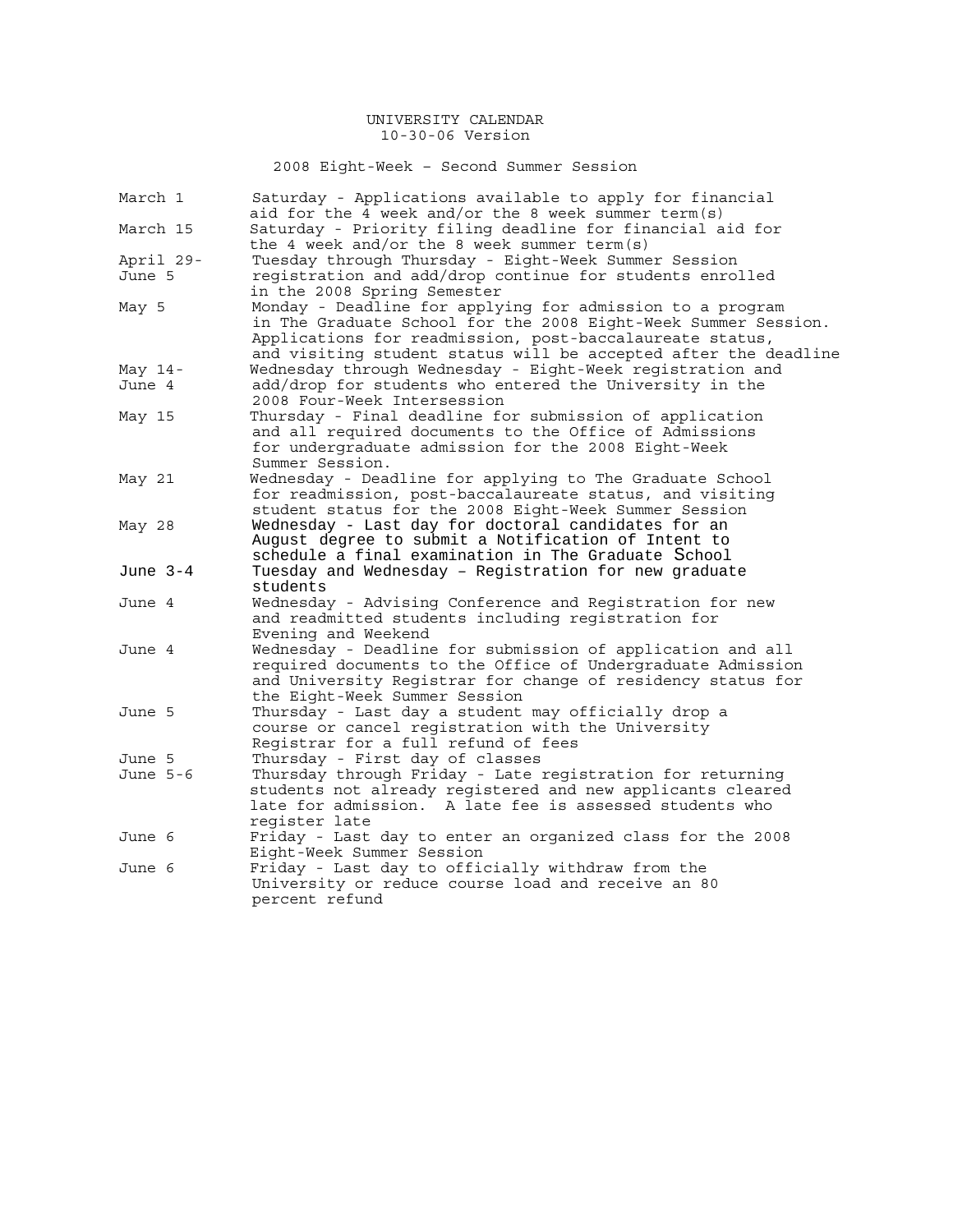UNIVERSITY CALENDAR
10-30-06 Version

2008 Eight-Week – Second Summer Session

| | |
|---|---|
| March 1 | Saturday - Applications available to apply for financial aid for the 4 week and/or the 8 week summer term(s) |
| March 15 | Saturday - Priority filing deadline for financial aid for the 4 week and/or the 8 week summer term(s) |
| April 29-June 5 | Tuesday through Thursday - Eight-Week Summer Session registration and add/drop continue for students enrolled in the 2008 Spring Semester |
| May 5 | Monday - Deadline for applying for admission to a program in The Graduate School for the 2008 Eight-Week Summer Session. Applications for readmission, post-baccalaureate status, and visiting student status will be accepted after the deadline |
| May 14-June 4 | Wednesday through Wednesday - Eight-Week registration and add/drop for students who entered the University in the 2008 Four-Week Intersession |
| May 15 | Thursday - Final deadline for submission of application and all required documents to the Office of Admissions for undergraduate admission for the 2008 Eight-Week Summer Session. |
| May 21 | Wednesday - Deadline for applying to The Graduate School for readmission, post-baccalaureate status, and visiting student status for the 2008 Eight-Week Summer Session |
| May 28 | Wednesday - Last day for doctoral candidates for an August degree to submit a Notification of Intent to schedule a final examination in The Graduate School |
| June 3-4 | Tuesday and Wednesday – Registration for new graduate students |
| June 4 | Wednesday - Advising Conference and Registration for new and readmitted students including registration for Evening and Weekend |
| June 4 | Wednesday - Deadline for submission of application and all required documents to the Office of Undergraduate Admission and University Registrar for change of residency status for the Eight-Week Summer Session |
| June 5 | Thursday - Last day a student may officially drop a course or cancel registration with the University Registrar for a full refund of fees |
| June 5 | Thursday - First day of classes |
| June 5-6 | Thursday through Friday - Late registration for returning students not already registered and new applicants cleared late for admission. A late fee is assessed students who register late |
| June 6 | Friday - Last day to enter an organized class for the 2008 Eight-Week Summer Session |
| June 6 | Friday - Last day to officially withdraw from the University or reduce course load and receive an 80 percent refund |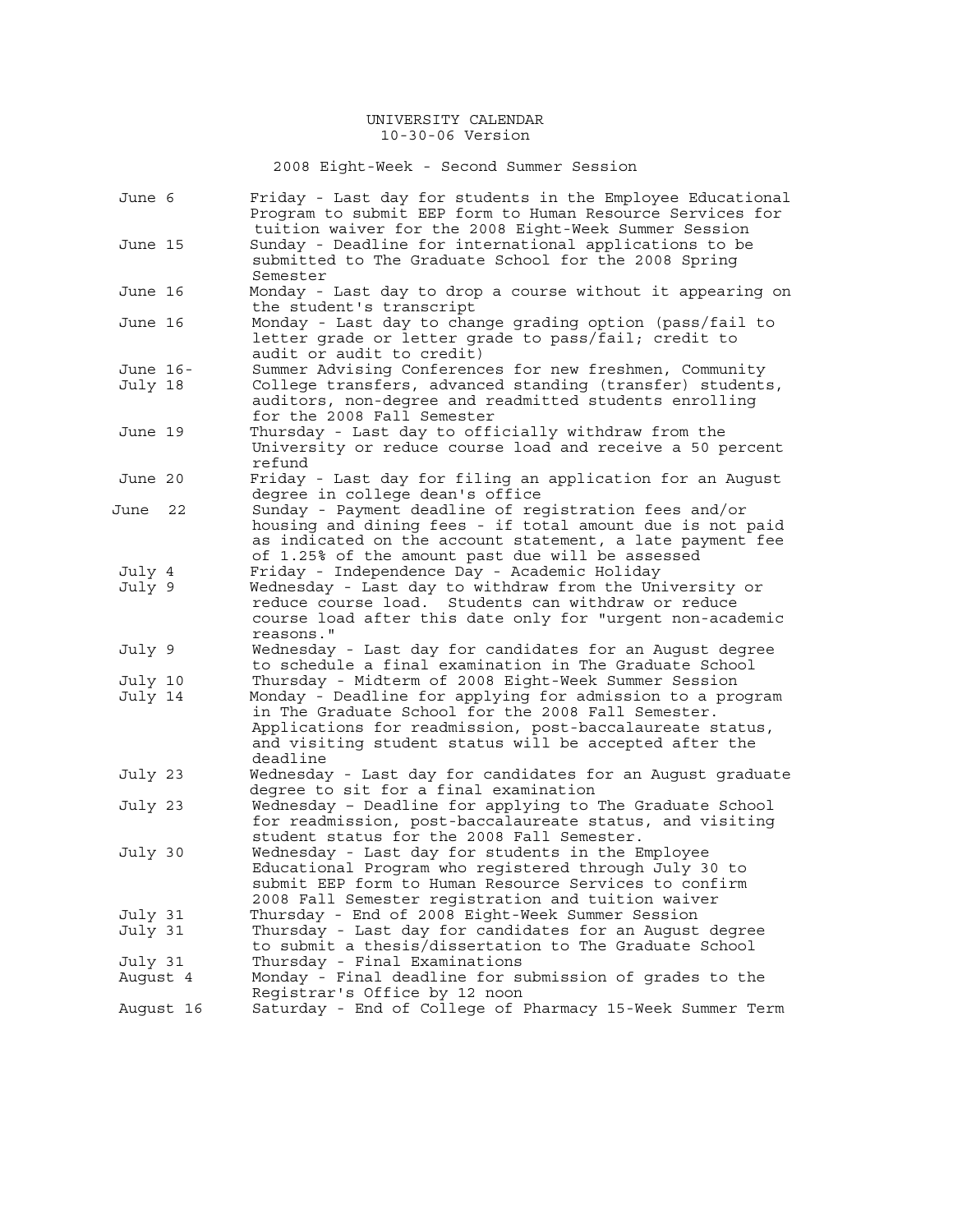# UNIVERSITY CALENDAR

10-30-06 Version

## 2008 Eight-Week - Second Summer Session

| Date | Event |
|---|---|
| June 6 | Friday - Last day for students in the Employee Educational Program to submit EEP form to Human Resource Services for tuition waiver for the 2008 Eight-Week Summer Session |
| June 15 | Sunday - Deadline for international applications to be submitted to The Graduate School for the 2008 Spring Semester |
| June 16 | Monday - Last day to drop a course without it appearing on the student's transcript |
| June 16 | Monday - Last day to change grading option (pass/fail to letter grade or letter grade to pass/fail; credit to audit or audit to credit) |
| June 16- July 18 | Summer Advising Conferences for new freshmen, Community College transfers, advanced standing (transfer) students, auditors, non-degree and readmitted students enrolling for the 2008 Fall Semester |
| June 19 | Thursday - Last day to officially withdraw from the University or reduce course load and receive a 50 percent refund |
| June 20 | Friday - Last day for filing an application for an August degree in college dean's office |
| June 22 | Sunday - Payment deadline of registration fees and/or housing and dining fees - if total amount due is not paid as indicated on the account statement, a late payment fee of 1.25% of the amount past due will be assessed |
| July 4 | Friday - Independence Day - Academic Holiday |
| July 9 | Wednesday - Last day to withdraw from the University or reduce course load. Students can withdraw or reduce course load after this date only for "urgent non-academic reasons." |
| July 9 | Wednesday - Last day for candidates for an August degree to schedule a final examination in The Graduate School |
| July 10 | Thursday - Midterm of 2008 Eight-Week Summer Session |
| July 14 | Monday - Deadline for applying for admission to a program in The Graduate School for the 2008 Fall Semester. Applications for readmission, post-baccalaureate status, and visiting student status will be accepted after the deadline |
| July 23 | Wednesday - Last day for candidates for an August graduate degree to sit for a final examination |
| July 23 | Wednesday – Deadline for applying to The Graduate School for readmission, post-baccalaureate status, and visiting student status for the 2008 Fall Semester. |
| July 30 | Wednesday - Last day for students in the Employee Educational Program who registered through July 30 to submit EEP form to Human Resource Services to confirm 2008 Fall Semester registration and tuition waiver |
| July 31 | Thursday - End of 2008 Eight-Week Summer Session |
| July 31 | Thursday - Last day for candidates for an August degree to submit a thesis/dissertation to The Graduate School |
| July 31 | Thursday - Final Examinations |
| August 4 | Monday - Final deadline for submission of grades to the Registrar's Office by 12 noon |
| August 16 | Saturday - End of College of Pharmacy 15-Week Summer Term |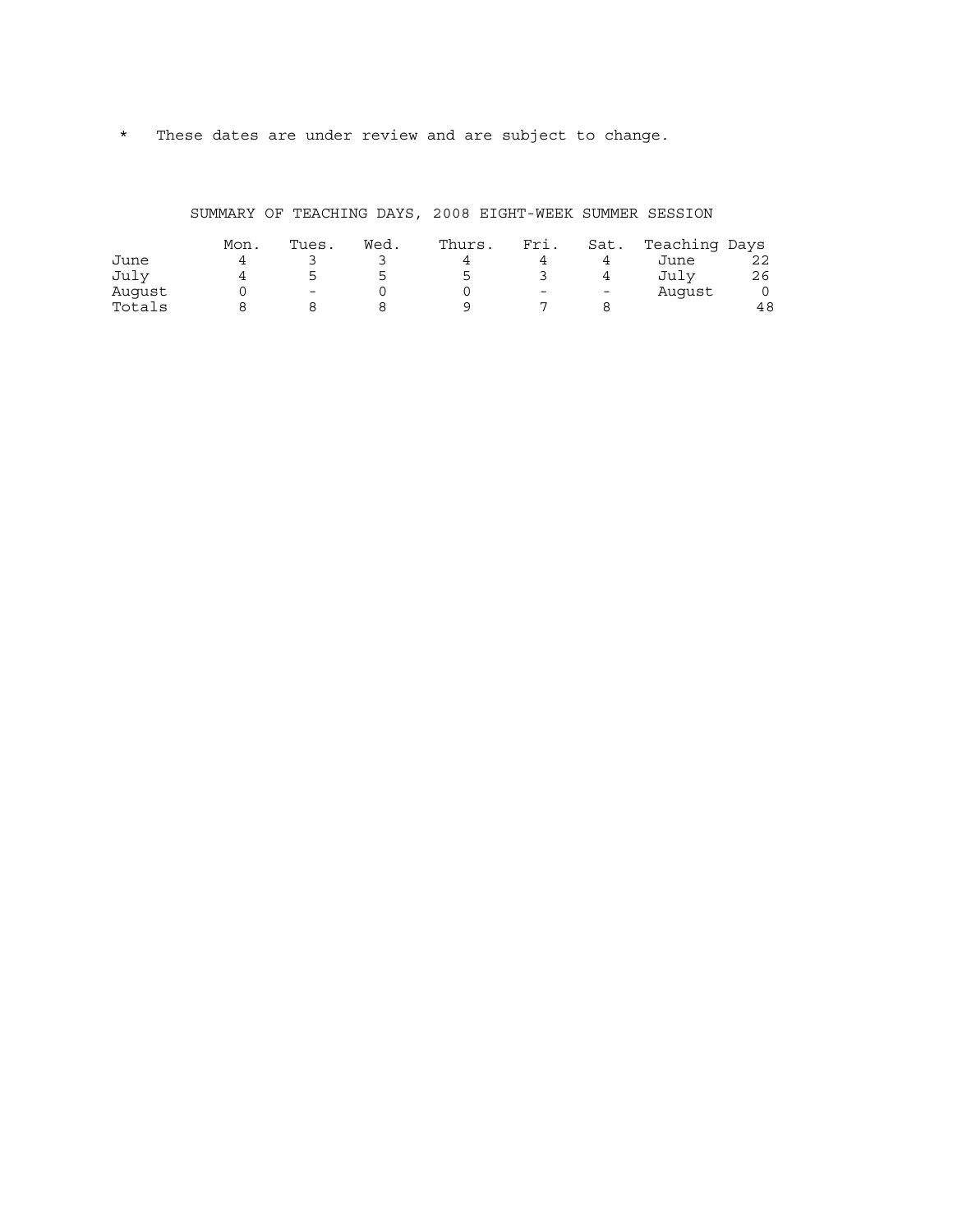\* These dates are under review and are subject to change.

SUMMARY OF TEACHING DAYS, 2008 EIGHT-WEEK SUMMER SESSION

| | Mon. | Tues. | Wed. | Thurs. | Fri. | Sat. | Teaching Days | |
|---|---|---|---|---|---|---|---|---|
| June | 4 | 3 | 3 | 4 | 4 | 4 | June | 22 |
| July | 4 | 5 | 5 | 5 | 3 | 4 | July | 26 |
| August | 0 | - | 0 | 0 | - | - | August | 0 |
| Totals | 8 | 8 | 8 | 9 | 7 | 8 | | 48 |